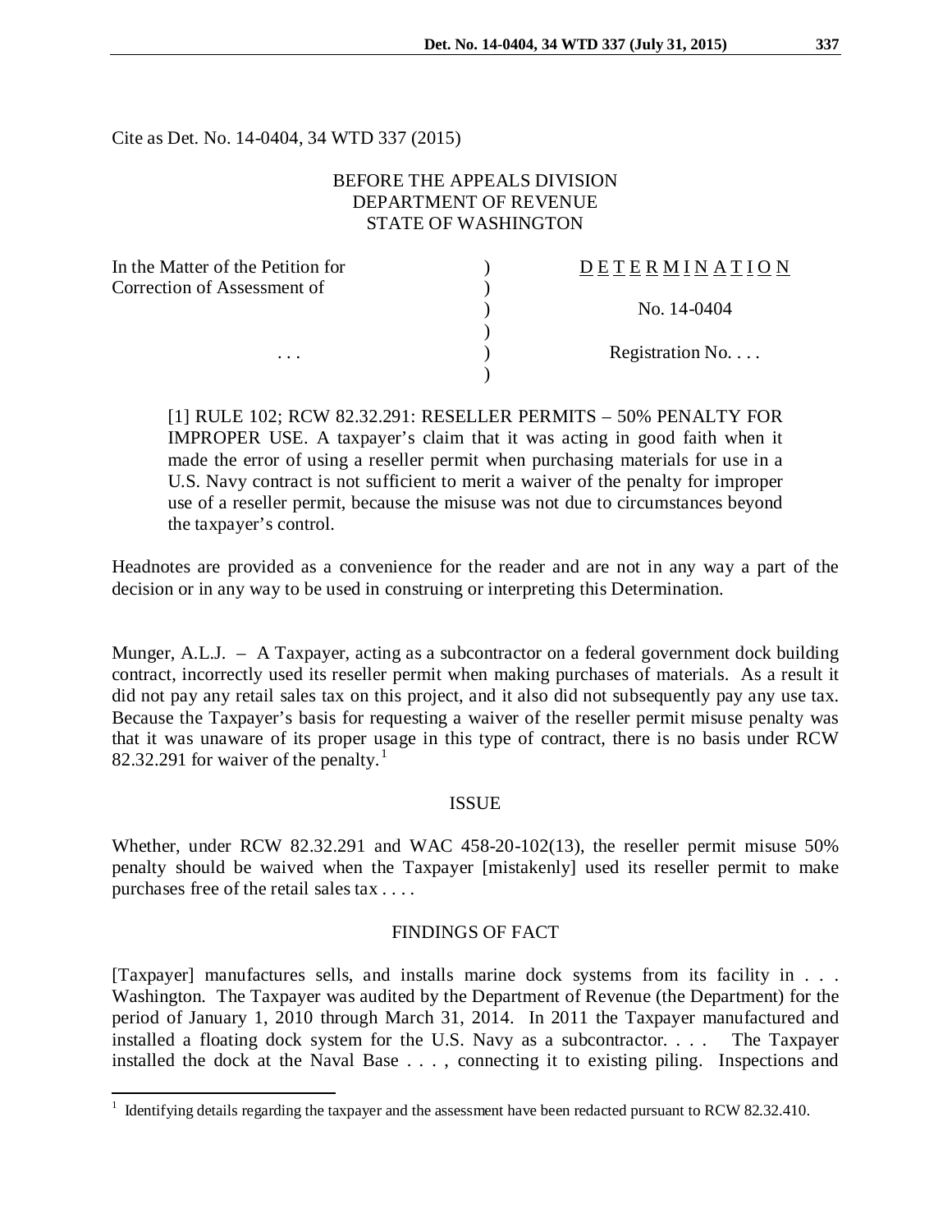Cite as Det. No. 14-0404, 34 WTD 337 (2015)

BEFORE THE APPEALS DIVISION
DEPARTMENT OF REVENUE
STATE OF WASHINGTON

| | | |
|---|---|---|
| In the Matter of the Petition for | ) | D E T E R M I N A T I O N |
| Correction of Assessment of | ) | |
| | ) | No. 14-0404 |
| | ) | |
| . . . | ) | Registration No. . . . |
| | ) | |

[1] RULE 102; RCW 82.32.291: RESELLER PERMITS – 50% PENALTY FOR IMPROPER USE. A taxpayer's claim that it was acting in good faith when it made the error of using a reseller permit when purchasing materials for use in a U.S. Navy contract is not sufficient to merit a waiver of the penalty for improper use of a reseller permit, because the misuse was not due to circumstances beyond the taxpayer's control.

Headnotes are provided as a convenience for the reader and are not in any way a part of the decision or in any way to be used in construing or interpreting this Determination.

Munger, A.L.J. – A Taxpayer, acting as a subcontractor on a federal government dock building contract, incorrectly used its reseller permit when making purchases of materials. As a result it did not pay any retail sales tax on this project, and it also did not subsequently pay any use tax. Because the Taxpayer's basis for requesting a waiver of the reseller permit misuse penalty was that it was unaware of its proper usage in this type of contract, there is no basis under RCW 82.32.291 for waiver of the penalty.[1]

## ISSUE

Whether, under RCW 82.32.291 and WAC 458-20-102(13), the reseller permit misuse 50% penalty should be waived when the Taxpayer [mistakenly] used its reseller permit to make purchases free of the retail sales tax . . . .

## FINDINGS OF FACT

[Taxpayer] manufactures sells, and installs marine dock systems from its facility in . . . Washington. The Taxpayer was audited by the Department of Revenue (the Department) for the period of January 1, 2010 through March 31, 2014. In 2011 the Taxpayer manufactured and installed a floating dock system for the U.S. Navy as a subcontractor. . . . The Taxpayer installed the dock at the Naval Base . . . , connecting it to existing piling. Inspections and

[1] Identifying details regarding the taxpayer and the assessment have been redacted pursuant to RCW 82.32.410.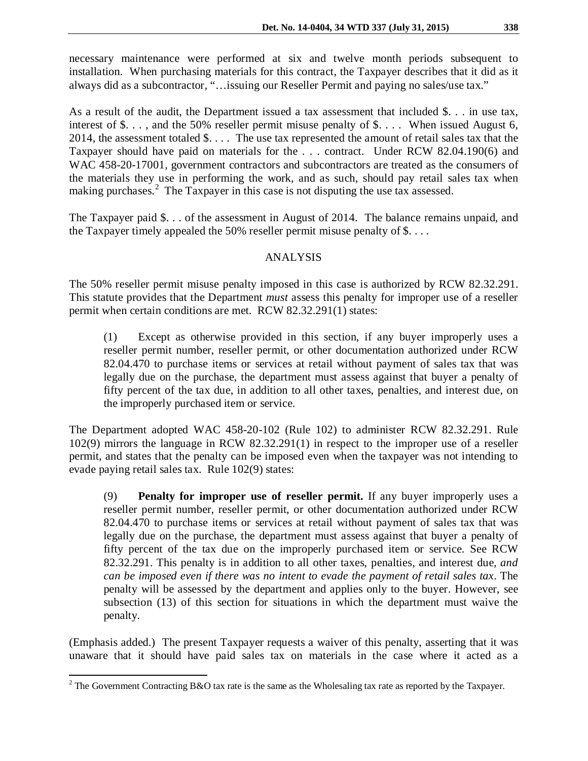necessary maintenance were performed at six and twelve month periods subsequent to installation. When purchasing materials for this contract, the Taxpayer describes that it did as it always did as a subcontractor, "…issuing our Reseller Permit and paying no sales/use tax."

As a result of the audit, the Department issued a tax assessment that included $. . . in use tax, interest of $. . . , and the 50% reseller permit misuse penalty of $. . . . When issued August 6, 2014, the assessment totaled $. . . . The use tax represented the amount of retail sales tax that the Taxpayer should have paid on materials for the . . . contract. Under RCW 82.04.190(6) and WAC 458-20-17001, government contractors and subcontractors are treated as the consumers of the materials they use in performing the work, and as such, should pay retail sales tax when making purchases.[2] The Taxpayer in this case is not disputing the use tax assessed.

The Taxpayer paid $. . . of the assessment in August of 2014. The balance remains unpaid, and the Taxpayer timely appealed the 50% reseller permit misuse penalty of $. . . .

## ANALYSIS

The 50% reseller permit misuse penalty imposed in this case is authorized by RCW 82.32.291. This statute provides that the Department *must* assess this penalty for improper use of a reseller permit when certain conditions are met. RCW 82.32.291(1) states:

> (1) Except as otherwise provided in this section, if any buyer improperly uses a reseller permit number, reseller permit, or other documentation authorized under RCW 82.04.470 to purchase items or services at retail without payment of sales tax that was legally due on the purchase, the department must assess against that buyer a penalty of fifty percent of the tax due, in addition to all other taxes, penalties, and interest due, on the improperly purchased item or service.

The Department adopted WAC 458-20-102 (Rule 102) to administer RCW 82.32.291. Rule 102(9) mirrors the language in RCW 82.32.291(1) in respect to the improper use of a reseller permit, and states that the penalty can be imposed even when the taxpayer was not intending to evade paying retail sales tax. Rule 102(9) states:

> (9) **Penalty for improper use of reseller permit.** If any buyer improperly uses a reseller permit number, reseller permit, or other documentation authorized under RCW 82.04.470 to purchase items or services at retail without payment of sales tax that was legally due on the purchase, the department must assess against that buyer a penalty of fifty percent of the tax due on the improperly purchased item or service. See RCW 82.32.291. This penalty is in addition to all other taxes, penalties, and interest due, *and can be imposed even if there was no intent to evade the payment of retail sales tax*. The penalty will be assessed by the department and applies only to the buyer. However, see subsection (13) of this section for situations in which the department must waive the penalty.

(Emphasis added.) The present Taxpayer requests a waiver of this penalty, asserting that it was unaware that it should have paid sales tax on materials in the case where it acted as a

---

[2] The Government Contracting B&O tax rate is the same as the Wholesaling tax rate as reported by the Taxpayer.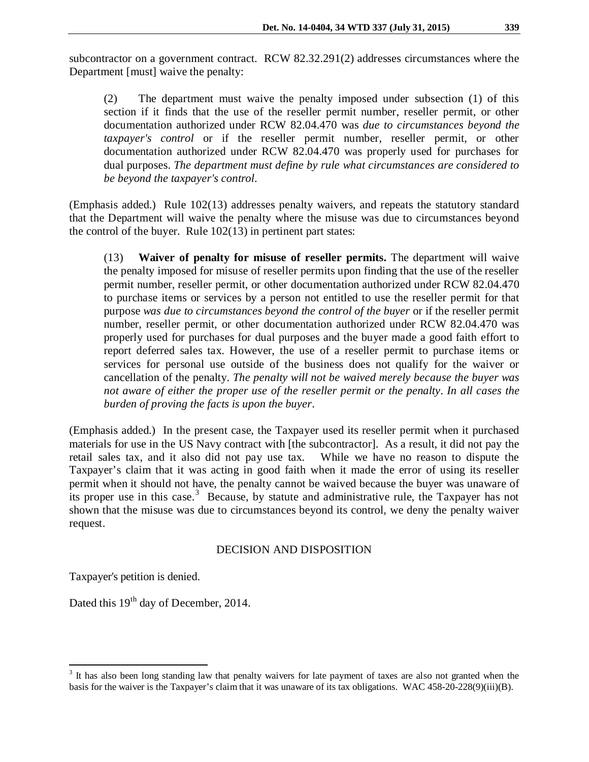subcontractor on a government contract. RCW 82.32.291(2) addresses circumstances where the Department [must] waive the penalty:

> (2) The department must waive the penalty imposed under subsection (1) of this section if it finds that the use of the reseller permit number, reseller permit, or other documentation authorized under RCW 82.04.470 was *due to circumstances beyond the taxpayer's control* or if the reseller permit number, reseller permit, or other documentation authorized under RCW 82.04.470 was properly used for purchases for dual purposes. *The department must define by rule what circumstances are considered to be beyond the taxpayer's control*.

(Emphasis added.) Rule 102(13) addresses penalty waivers, and repeats the statutory standard that the Department will waive the penalty where the misuse was due to circumstances beyond the control of the buyer. Rule 102(13) in pertinent part states:

> (13) **Waiver of penalty for misuse of reseller permits.** The department will waive the penalty imposed for misuse of reseller permits upon finding that the use of the reseller permit number, reseller permit, or other documentation authorized under RCW 82.04.470 to purchase items or services by a person not entitled to use the reseller permit for that purpose *was due to circumstances beyond the control of the buyer* or if the reseller permit number, reseller permit, or other documentation authorized under RCW 82.04.470 was properly used for purchases for dual purposes and the buyer made a good faith effort to report deferred sales tax. However, the use of a reseller permit to purchase items or services for personal use outside of the business does not qualify for the waiver or cancellation of the penalty. *The penalty will not be waived merely because the buyer was not aware of either the proper use of the reseller permit or the penalty. In all cases the burden of proving the facts is upon the buyer*.

(Emphasis added.) In the present case, the Taxpayer used its reseller permit when it purchased materials for use in the US Navy contract with [the subcontractor]. As a result, it did not pay the retail sales tax, and it also did not pay use tax. While we have no reason to dispute the Taxpayer's claim that it was acting in good faith when it made the error of using its reseller permit when it should not have, the penalty cannot be waived because the buyer was unaware of its proper use in this case.[3] Because, by statute and administrative rule, the Taxpayer has not shown that the misuse was due to circumstances beyond its control, we deny the penalty waiver request.

## DECISION AND DISPOSITION

Taxpayer's petition is denied.

Dated this 19th day of December, 2014.

---

[3] It has also been long standing law that penalty waivers for late payment of taxes are also not granted when the basis for the waiver is the Taxpayer's claim that it was unaware of its tax obligations. WAC 458-20-228(9)(iii)(B).